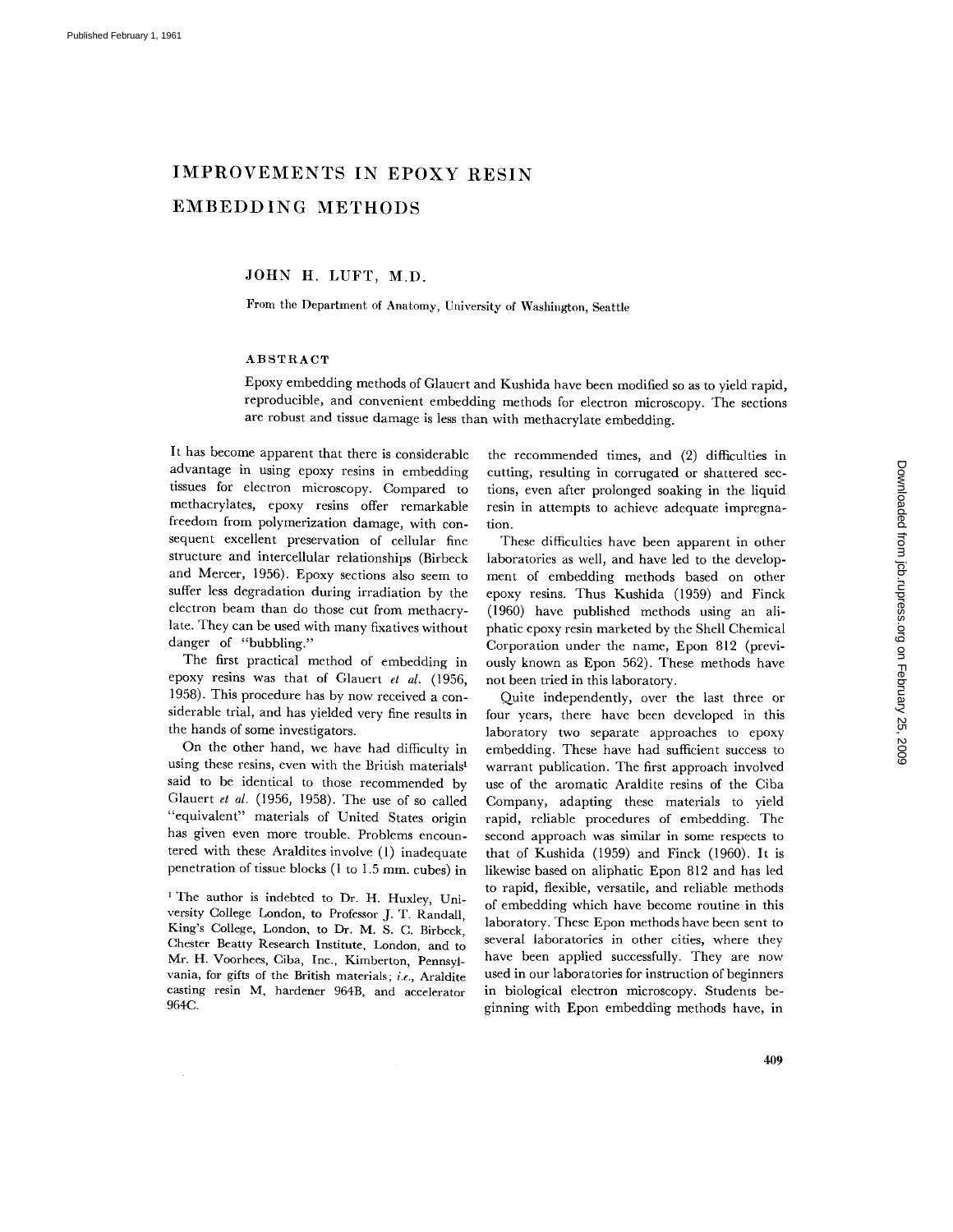# IMPROVEMENTS IN EPOXY RESIN EMBEDDING METHODS

JOHN H. LUFT, M.D.

From the Department of Anatomy, University of Washington, Seattle

## ABSTRACT

Epoxy embedding methods of Glauert and Kushida have been modified so as to yield rapid, reproducible, and convenient embedding methods for electron microscopy. The sections are robust and tissue damage is less than with methacrylate embedding.

It has become apparent that there is considerable advantage in using epoxy resins in embedding tissues for electron microscopy. Compared to methacrylates, epoxy resins offer remarkable freedom from polymerization damage, with consequent excellent preservation of cellular fine structure and intercellular relationships (Birbeck and Mercer, 1956). Epoxy sections also seem to suffer less degradation during irradiation by the electron beam than do those cut from methacrylate. They can be used with many fixatives without danger of "bubbling."

The first practical method of embedding in epoxy resins was that of Glauert *et al.* (1956, 1958). This procedure has by now received a considerable trial, and has yielded very fine results in the hands of some investigators.

On the other hand, we have had difficulty in using these resins, even with the British materials[1] said to be identical to those recommended by Glauert *et al.* (1956, 1958). The use of so called "equivalent" materials of United States origin has given even more trouble. Problems encountered with these Araldites involve (1) inadequate penetration of tissue blocks (1 to 1.5 mm. cubes) in the recommended times, and (2) difficulties in cutting, resulting in corrugated or shattered sections, even after prolonged soaking in the liquid resin in attempts to achieve adequate impregnation.

These difficulties have been apparent in other laboratories as well, and have led to the development of embedding methods based on other epoxy resins. Thus Kushida (1959) and Finck (1960) have published methods using an aliphatic epoxy resin marketed by the Shell Chemical Corporation under the name, Epon 812 (previously known as Epon 562). These methods have not been tried in this laboratory.

Quite independently, over the last three or four years, there have been developed in this laboratory two separate approaches to epoxy embedding. These have had sufficient success to warrant publication. The first approach involved use of the aromatic Araldite resins of the Ciba Company, adapting these materials to yield rapid, reliable procedures of embedding. The second approach was similar in some respects to that of Kushida (1959) and Finck (1960). It is likewise based on aliphatic Epon 812 and has led to rapid, flexible, versatile, and reliable methods of embedding which have become routine in this laboratory. These Epon methods have been sent to several laboratories in other cities, where they have been applied successfully. They are now used in our laboratories for instruction of beginners in biological electron microscopy. Students beginning with Epon embedding methods have, in

[1] The author is indebted to Dr. H. Huxley, University College London, to Professor J. T. Randall, King's College, London, to Dr. M. S. C. Birbeck, Chester Beatty Research Institute, London, and to Mr. H. Voorhees, Ciba, Inc., Kimberton, Pennsylvania, for gifts of the British materials; *i.e.*, Araldite casting resin M, hardener 964B, and accelerator 964C.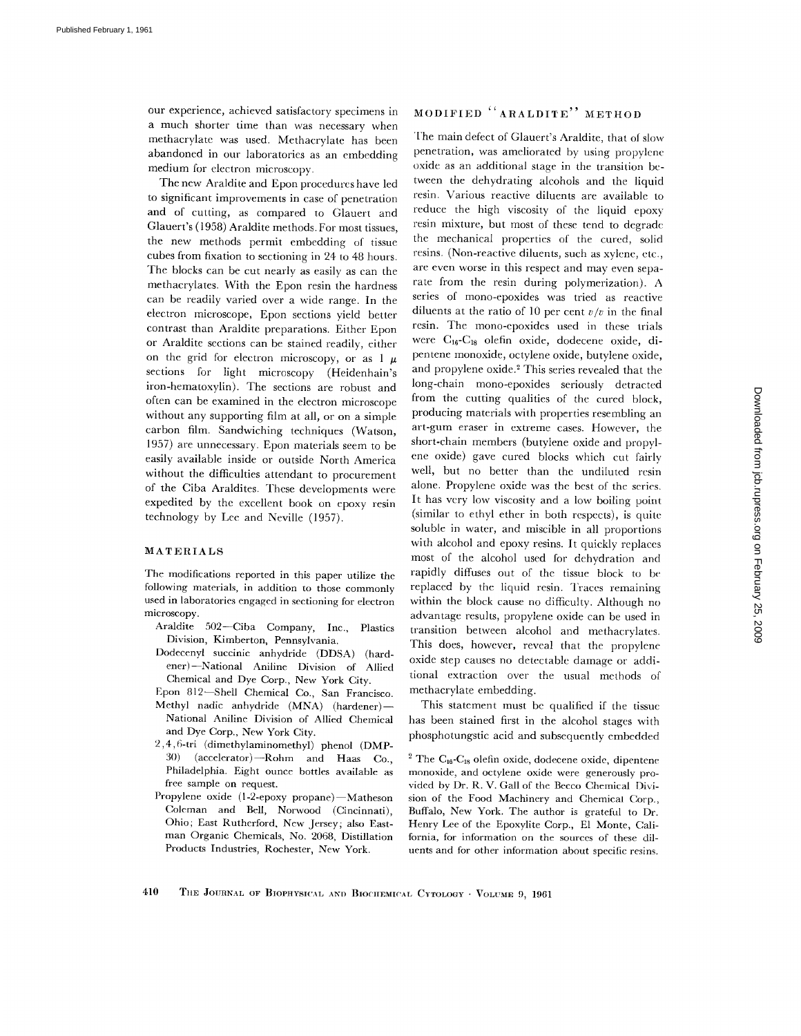our experience, achieved satisfactory specimens in a much shorter time than was necessary when methacrylate was used. Methacrylate has been abandoned in our laboratories as an embedding medium for electron microscopy.

The new Araldite and Epon procedures have led to significant improvements in case of penetration and of cutting, as compared to Glauert and Glauert's (1958) Araldite methods. For most tissues, the new methods permit embedding of tissue cubes from fixation to sectioning in 24 to 48 hours. The blocks can be cut nearly as easily as can the methacrylates. With the Epon resin the hardness can be readily varied over a wide range. In the electron microscope, Epon sections yield better contrast than Araldite preparations. Either Epon or Araldite sections can be stained readily, either on the grid for electron microscopy, or as 1 $\mu$ sections for light microscopy (Heidenhain's iron-hematoxylin). The sections are robust and often can be examined in the electron microscope without any supporting film at all, or on a simple carbon film. Sandwiching techniques (Watson, 1957) are unnecessary. Epon materials seem to be easily available inside or outside North America without the difficulties attendant to procurement of the Ciba Araldites. These developments were expedited by the excellent book on epoxy resin technology by Lee and Neville (1957).

## MATERIALS

The modifications reported in this paper utilize the following materials, in addition to those commonly used in laboratories engaged in sectioning for electron microscopy.

- Araldite 502—Ciba Company, Inc., Plastics Division, Kimberton, Pennsylvania.
- Dodecenyl succinic anhydride (DDSA) (hardener)—National Aniline Division of Allied Chemical and Dye Corp., New York City.
- Epon 812—Shell Chemical Co., San Francisco.
- Methyl nadic anhydride (MNA) (hardener)—National Aniline Division of Allied Chemical and Dye Corp., New York City.
- 2,4,6-tri (dimethylaminomethyl) phenol (DMP-30) (accelerator)—Rohm and Haas Co., Philadelphia. Eight ounce bottles available as free sample on request.
- Propylene oxide (1-2-epoxy propane)—Matheson Coleman and Bell, Norwood (Cincinnati), Ohio; East Rutherford, New Jersey; also Eastman Organic Chemicals, No. 2068, Distillation Products Industries, Rochester, New York.

## MODIFIED "ARALDITE" METHOD

The main defect of Glauert's Araldite, that of slow penetration, was ameliorated by using propylene oxide as an additional stage in the transition between the dehydrating alcohols and the liquid resin. Various reactive diluents are available to reduce the high viscosity of the liquid epoxy resin mixture, but most of these tend to degrade the mechanical properties of the cured, solid resins. (Non-reactive diluents, such as xylene, etc., are even worse in this respect and may even separate from the resin during polymerization). A series of mono-epoxides was tried as reactive diluents at the ratio of 10 per cent *v/v* in the final resin. The mono-epoxides used in these trials were $C_{16}$-$C_{18}$ olefin oxide, dodecene oxide, dipentene monoxide, octylene oxide, butylene oxide, and propylene oxide.[2] This series revealed that the long-chain mono-epoxides seriously detracted from the cutting qualities of the cured block, producing materials with properties resembling an art-gum eraser in extreme cases. However, the short-chain members (butylene oxide and propylene oxide) gave cured blocks which cut fairly well, but no better than the undiluted resin alone. Propylene oxide was the best of the series. It has very low viscosity and a low boiling point (similar to ethyl ether in both respects), is quite soluble in water, and miscible in all proportions with alcohol and epoxy resins. It quickly replaces most of the alcohol used for dehydration and rapidly diffuses out of the tissue block to be replaced by the liquid resin. Traces remaining within the block cause no difficulty. Although no advantage results, propylene oxide can be used in transition between alcohol and methacrylates. This does, however, reveal that the propylene oxide step causes no detectable damage or additional extraction over the usual methods of methacrylate embedding.

This statement must be qualified if the tissue has been stained first in the alcohol stages with phosphotungstic acid and subsequently embedded

[2] The $C_{16}$-$C_{18}$ olefin oxide, dodecene oxide, dipentene monoxide, and octylene oxide were generously provided by Dr. R. V. Gall of the Becco Chemical Division of the Food Machinery and Chemical Corp., Buffalo, New York. The author is grateful to Dr. Henry Lee of the Epoxylite Corp., El Monte, California, for information on the sources of these diluents and for other information about specific resins.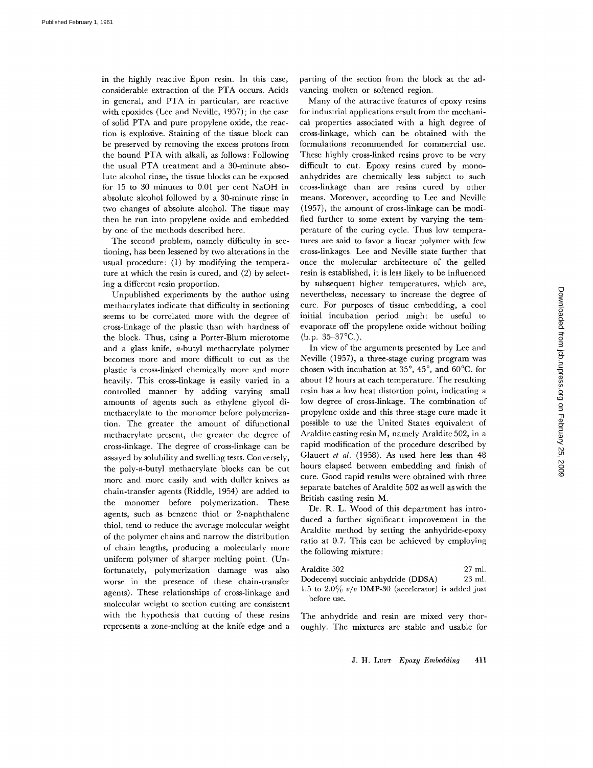in the highly reactive Epon resin. In this case, considerable extraction of the PTA occurs. Acids in general, and PTA in particular, are reactive with epoxides (Lee and Neville, 1957); in the case of solid PTA and pure propylene oxide, the reaction is explosive. Staining of the tissue block can be preserved by removing the excess protons from the bound PTA with alkali, as follows: Following the usual PTA treatment and a 30-minute absolute alcohol rinse, the tissue blocks can be exposed for 15 to 30 minutes to 0.01 per cent NaOH in absolute alcohol followed by a 30-minute rinse in two changes of absolute alcohol. The tissue may then be run into propylene oxide and embedded by one of the methods described here.

The second problem, namely difficulty in sectioning, has been lessened by two alterations in the usual procedure: (1) by modifying the temperature at which the resin is cured, and (2) by selecting a different resin proportion.

Unpublished experiments by the author using methacrylates indicate that difficulty in sectioning seems to be correlated more with the degree of cross-linkage of the plastic than with hardness of the block. Thus, using a Porter-Blum microtome and a glass knife, *n*-butyl methacrylate polymer becomes more and more difficult to cut as the plastic is cross-linked chemically more and more heavily. This cross-linkage is easily varied in a controlled manner by adding varying small amounts of agents such as ethylene glycol dimethacrylate to the monomer before polymerization. The greater the amount of difunctional methacrylate present, the greater the degree of cross-linkage. The degree of cross-linkage can be assayed by solubility and swelling tests. Conversely, the poly-*n*-butyl methacrylate blocks can be cut more and more easily and with duller knives as chain-transfer agents (Riddle, 1954) are added to the monomer before polymerization. These agents, such as benzene thiol or 2-naphthalene thiol, tend to reduce the average molecular weight of the polymer chains and narrow the distribution of chain lengths, producing a molecularly more uniform polymer of sharper melting point. (Unfortunately, polymerization damage was also worse in the presence of these chain-transfer agents). These relationships of cross-linkage and molecular weight to section cutting are consistent with the hypothesis that cutting of these resins represents a zone-melting at the knife edge and a parting of the section from the block at the advancing molten or softened region.

Many of the attractive features of epoxy resins for industrial applications result from the mechanical properties associated with a high degree of cross-linkage, which can be obtained with the formulations recommended for commercial use. These highly cross-linked resins prove to be very difficult to cut. Epoxy resins cured by monoanhydrides are chemically less subject to such cross-linkage than are resins cured by other means. Moreover, according to Lee and Neville (1957), the amount of cross-linkage can be modified further to some extent by varying the temperature of the curing cycle. Thus low temperatures are said to favor a linear polymer with few cross-linkages. Lee and Neville state further that once the molecular architecture of the gelled resin is established, it is less likely to be influenced by subsequent higher temperatures, which are, nevertheless, necessary to increase the degree of cure. For purposes of tissue embedding, a cool initial incubation period might be useful to evaporate off the propylene oxide without boiling (b.p. 35–37°C.).

In view of the arguments presented by Lee and Neville (1957), a three-stage curing program was chosen with incubation at 35°, 45°, and 60°C. for about 12 hours at each temperature. The resulting resin has a low heat distortion point, indicating a low degree of cross-linkage. The combination of propylene oxide and this three-stage cure made it possible to use the United States equivalent of Araldite casting resin M, namely Araldite 502, in a rapid modification of the procedure described by Glauert *et al.* (1958). As used here less than 48 hours elapsed between embedding and finish of cure. Good rapid results were obtained with three separate batches of Araldite 502 as well as with the British casting resin M.

Dr. R. L. Wood of this department has introduced a further significant improvement in the Araldite method by setting the anhydride-epoxy ratio at 0.7. This can be achieved by employing the following mixture:

| | |
|---|---|
| Araldite 502 | 27 ml. |
| Dodecenyl succinic anhydride (DDSA) | 23 ml. |

1.5 to 2.0% *v/v* DMP-30 (accelerator) is added just before use.

The anhydride and resin are mixed very thoroughly. The mixtures are stable and usable for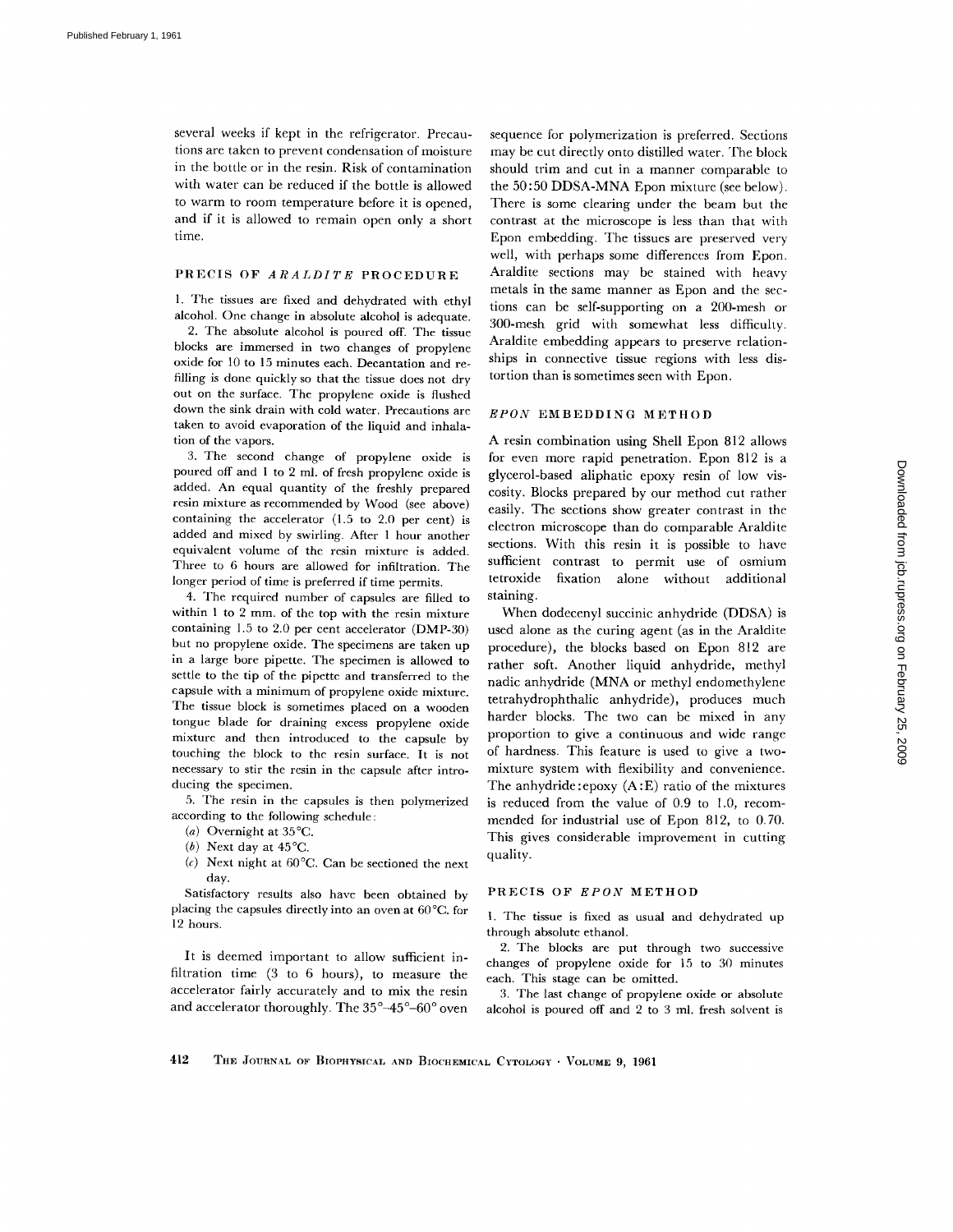several weeks if kept in the refrigerator. Precautions are taken to prevent condensation of moisture in the bottle or in the resin. Risk of contamination with water can be reduced if the bottle is allowed to warm to room temperature before it is opened, and if it is allowed to remain open only a short time.

## PRECIS OF *ARALDITE* PROCEDURE

1. The tissues are fixed and dehydrated with ethyl alcohol. One change in absolute alcohol is adequate.

2. The absolute alcohol is poured off. The tissue blocks are immersed in two changes of propylene oxide for 10 to 15 minutes each. Decantation and refilling is done quickly so that the tissue does not dry out on the surface. The propylene oxide is flushed down the sink drain with cold water. Precautions are taken to avoid evaporation of the liquid and inhalation of the vapors.

3. The second change of propylene oxide is poured off and 1 to 2 ml. of fresh propylene oxide is added. An equal quantity of the freshly prepared resin mixture as recommended by Wood (see above) containing the accelerator (1.5 to 2.0 per cent) is added and mixed by swirling. After 1 hour another equivalent volume of the resin mixture is added. Three to 6 hours are allowed for infiltration. The longer period of time is preferred if time permits.

4. The required number of capsules are filled to within 1 to 2 mm. of the top with the resin mixture containing 1.5 to 2.0 per cent accelerator (DMP-30) but no propylene oxide. The specimens are taken up in a large bore pipette. The specimen is allowed to settle to the tip of the pipette and transferred to the capsule with a minimum of propylene oxide mixture. The tissue block is sometimes placed on a wooden tongue blade for draining excess propylene oxide mixture and then introduced to the capsule by touching the block to the resin surface. It is not necessary to stir the resin in the capsule after introducing the specimen.

5. The resin in the capsules is then polymerized according to the following schedule:

(*a*) Overnight at 35°C.

(*b*) Next day at 45°C.

(*c*) Next night at 60°C. Can be sectioned the next day.

Satisfactory results also have been obtained by placing the capsules directly into an oven at 60°C. for 12 hours.

It is deemed important to allow sufficient infiltration time (3 to 6 hours), to measure the accelerator fairly accurately and to mix the resin and accelerator thoroughly. The 35°–45°–60° oven sequence for polymerization is preferred. Sections may be cut directly onto distilled water. The block should trim and cut in a manner comparable to the 50:50 DDSA-MNA Epon mixture (see below). There is some clearing under the beam but the contrast at the microscope is less than that with Epon embedding. The tissues are preserved very well, with perhaps some differences from Epon. Araldite sections may be stained with heavy metals in the same manner as Epon and the sections can be self-supporting on a 200-mesh or 300-mesh grid with somewhat less difficulty. Araldite embedding appears to preserve relationships in connective tissue regions with less distortion than is sometimes seen with Epon.

## *EPON* EMBEDDING METHOD

A resin combination using Shell Epon 812 allows for even more rapid penetration. Epon 812 is a glycerol-based aliphatic epoxy resin of low viscosity. Blocks prepared by our method cut rather easily. The sections show greater contrast in the electron microscope than do comparable Araldite sections. With this resin it is possible to have sufficient contrast to permit use of osmium tetroxide fixation alone without additional staining.

When dodecenyl succinic anhydride (DDSA) is used alone as the curing agent (as in the Araldite procedure), the blocks based on Epon 812 are rather soft. Another liquid anhydride, methyl nadic anhydride (MNA or methyl endomethylene tetrahydrophthalic anhydride), produces much harder blocks. The two can be mixed in any proportion to give a continuous and wide range of hardness. This feature is used to give a two-mixture system with flexibility and convenience. The anhydride:epoxy (A:E) ratio of the mixtures is reduced from the value of 0.9 to 1.0, recommended for industrial use of Epon 812, to 0.70. This gives considerable improvement in cutting quality.

## PRECIS OF *EPON* METHOD

1. The tissue is fixed as usual and dehydrated up through absolute ethanol.

2. The blocks are put through two successive changes of propylene oxide for 15 to 30 minutes each. This stage can be omitted.

3. The last change of propylene oxide or absolute alcohol is poured off and 2 to 3 ml. fresh solvent is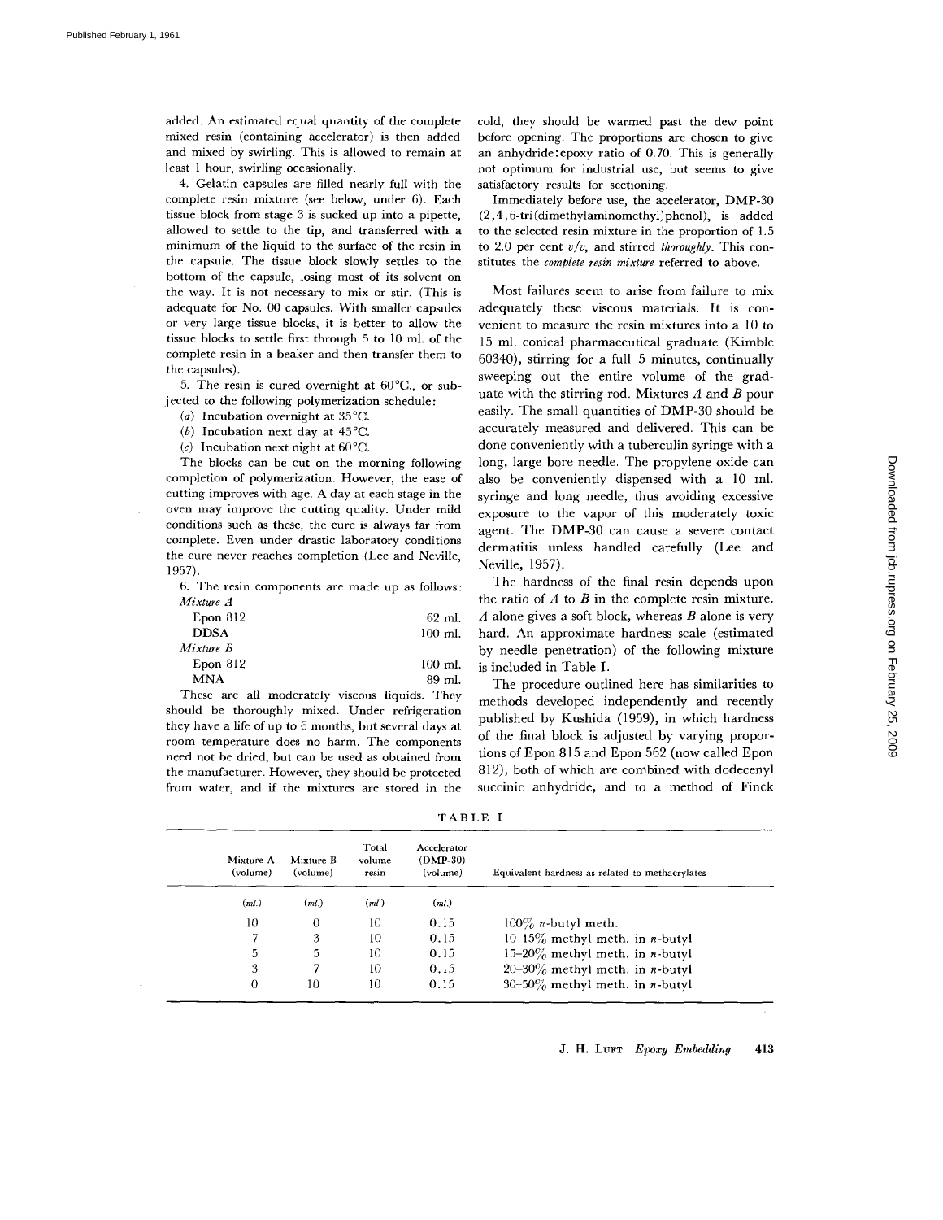added. An estimated equal quantity of the complete mixed resin (containing accelerator) is then added and mixed by swirling. This is allowed to remain at least 1 hour, swirling occasionally.

4. Gelatin capsules are filled nearly full with the complete resin mixture (see below, under 6). Each tissue block from stage 3 is sucked up into a pipette, allowed to settle to the tip, and transferred with a minimum of the liquid to the surface of the resin in the capsule. The tissue block slowly settles to the bottom of the capsule, losing most of its solvent on the way. It is not necessary to mix or stir. (This is adequate for No. 00 capsules. With smaller capsules or very large tissue blocks, it is better to allow the tissue blocks to settle first through 5 to 10 ml. of the complete resin in a beaker and then transfer them to the capsules).

5. The resin is cured overnight at 60°C., or subjected to the following polymerization schedule:

(*a*) Incubation overnight at 35°C.

(*b*) Incubation next day at 45°C.

(*c*) Incubation next night at 60°C.

The blocks can be cut on the morning following completion of polymerization. However, the ease of cutting improves with age. A day at each stage in the oven may improve the cutting quality. Under mild conditions such as these, the cure is always far from complete. Even under drastic laboratory conditions the cure never reaches completion (Lee and Neville, 1957).

6. The resin components are made up as follows:

*Mixture A*

| | |
|---|---|
| Epon 812 | 62 ml. |
| DDSA | 100 ml. |

*Mixture B*

| | |
|---|---|
| Epon 812 | 100 ml. |
| MNA | 89 ml. |

These are all moderately viscous liquids. They should be thoroughly mixed. Under refrigeration they have a life of up to 6 months, but several days at room temperature does no harm. The components need not be dried, but can be used as obtained from the manufacturer. However, they should be protected from water, and if the mixtures are stored in the cold, they should be warmed past the dew point before opening. The proportions are chosen to give an anhydride:epoxy ratio of 0.70. This is generally not optimum for industrial use, but seems to give satisfactory results for sectioning.

Immediately before use, the accelerator, DMP-30 (2,4,6-tri(dimethylaminomethyl)phenol), is added to the selected resin mixture in the proportion of 1.5 to 2.0 per cent *v/v*, and stirred *thoroughly*. This constitutes the *complete resin mixture* referred to above.

Most failures seem to arise from failure to mix adequately these viscous materials. It is convenient to measure the resin mixtures into a 10 to 15 ml. conical pharmaceutical graduate (Kimble 60340), stirring for a full 5 minutes, continually sweeping out the entire volume of the graduate with the stirring rod. Mixtures *A* and *B* pour easily. The small quantities of DMP-30 should be accurately measured and delivered. This can be done conveniently with a tuberculin syringe with a long, large bore needle. The propylene oxide can also be conveniently dispensed with a 10 ml. syringe and long needle, thus avoiding excessive exposure to the vapor of this moderately toxic agent. The DMP-30 can cause a severe contact dermatitis unless handled carefully (Lee and Neville, 1957).

The hardness of the final resin depends upon the ratio of *A* to *B* in the complete resin mixture. *A* alone gives a soft block, whereas *B* alone is very hard. An approximate hardness scale (estimated by needle penetration) of the following mixture is included in Table I.

The procedure outlined here has similarities to methods developed independently and recently published by Kushida (1959), in which hardness of the final block is adjusted by varying proportions of Epon 815 and Epon 562 (now called Epon 812), both of which are combined with dodecenyl succinic anhydride, and to a method of Finck

TABLE I

| Mixture A (volume) | Mixture B (volume) | Total volume resin | Accelerator (DMP-30) (volume) | Equivalent hardness as related to methacrylates |
|---|---|---|---|---|
| (*ml.*) | (*ml.*) | (*ml.*) | (*ml.*) | |
| 10 | 0 | 10 | 0.15 | 100% *n*-butyl meth. |
| 7 | 3 | 10 | 0.15 | 10–15% methyl meth. in *n*-butyl |
| 5 | 5 | 10 | 0.15 | 15–20% methyl meth. in *n*-butyl |
| 3 | 7 | 10 | 0.15 | 20–30% methyl meth. in *n*-butyl |
| 0 | 10 | 10 | 0.15 | 30–50% methyl meth. in *n*-butyl |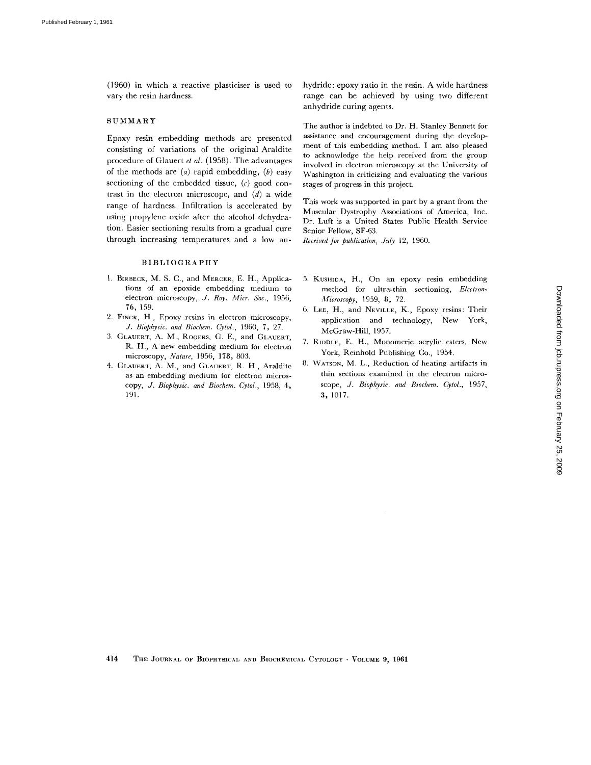(1960) in which a reactive plasticiser is used to vary the resin hardness.

## SUMMARY

Epoxy resin embedding methods are presented consisting of variations of the original Araldite procedure of Glauert *et al.* (1958). The advantages of the methods are (*a*) rapid embedding, (*b*) easy sectioning of the embedded tissue, (*c*) good contrast in the electron microscope, and (*d*) a wide range of hardness. Infiltration is accelerated by using propylene oxide after the alcohol dehydration. Easier sectioning results from a gradual cure through increasing temperatures and a low anhydride: epoxy ratio in the resin. A wide hardness range can be achieved by using two different anhydride curing agents.

The author is indebted to Dr. H. Stanley Bennett for assistance and encouragement during the development of this embedding method. I am also pleased to acknowledge the help received from the group involved in electron microscopy at the University of Washington in criticizing and evaluating the various stages of progress in this project.

This work was supported in part by a grant from the Muscular Dystrophy Associations of America, Inc. Dr. Luft is a United States Public Health Service Senior Fellow, SF-63.

*Received for publication, July* 12, 1960.

## BIBLIOGRAPHY

1. Birbeck, M. S. C., and Mercer, E. H., Applications of an epoxide embedding medium to electron microscopy, *J. Roy. Micr. Soc.*, 1956, **76**, 159.
2. Finck, H., Epoxy resins in electron microscopy, *J. Biophysic. and Biochem. Cytol.*, 1960, **7**, 27.
3. Glauert, A. M., Rogers, G. E., and Glauert, R. H., A new embedding medium for electron microscopy, *Nature*, 1956, **178**, 803.
4. Glauert, A. M., and Glauert, R. H., Araldite as an embedding medium for electron microscopy, *J. Biophysic. and Biochem. Cytol.*, 1958, **4**, 191.
5. Kushida, H., On an epoxy resin embedding method for ultra-thin sectioning, *Electron-Microscopy*, 1959, **8**, 72.
6. Lee, H., and Neville, K., Epoxy resins: Their application and technology, New York, McGraw-Hill, 1957.
7. Riddle, E. H., Monomeric acrylic esters, New York, Reinhold Publishing Co., 1954.
8. Watson, M. L., Reduction of heating artifacts in thin sections examined in the electron microscope, *J. Biophysic. and Biochem. Cytol.*, 1957, **3**, 1017.